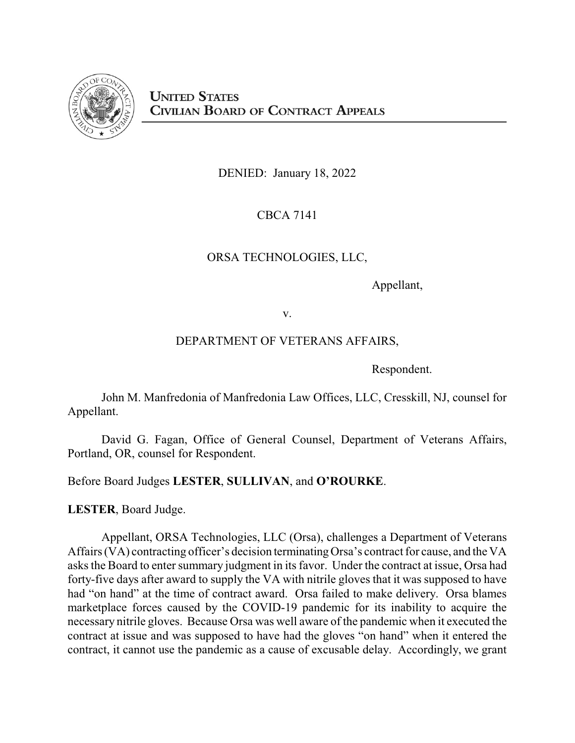**UNITED STATES**
**CIVILIAN BOARD OF CONTRACT APPEALS**

DENIED: January 18, 2022

CBCA 7141

ORSA TECHNOLOGIES, LLC,

Appellant,

v.

DEPARTMENT OF VETERANS AFFAIRS,

Respondent.

John M. Manfredonia of Manfredonia Law Offices, LLC, Cresskill, NJ, counsel for Appellant.

David G. Fagan, Office of General Counsel, Department of Veterans Affairs, Portland, OR, counsel for Respondent.

Before Board Judges **LESTER**, **SULLIVAN**, and **O'ROURKE**.

**LESTER**, Board Judge.

Appellant, ORSA Technologies, LLC (Orsa), challenges a Department of Veterans Affairs (VA) contracting officer's decision terminating Orsa's contract for cause, and the VA asks the Board to enter summary judgment in its favor. Under the contract at issue, Orsa had forty-five days after award to supply the VA with nitrile gloves that it was supposed to have had "on hand" at the time of contract award. Orsa failed to make delivery. Orsa blames marketplace forces caused by the COVID-19 pandemic for its inability to acquire the necessary nitrile gloves. Because Orsa was well aware of the pandemic when it executed the contract at issue and was supposed to have had the gloves "on hand" when it entered the contract, it cannot use the pandemic as a cause of excusable delay. Accordingly, we grant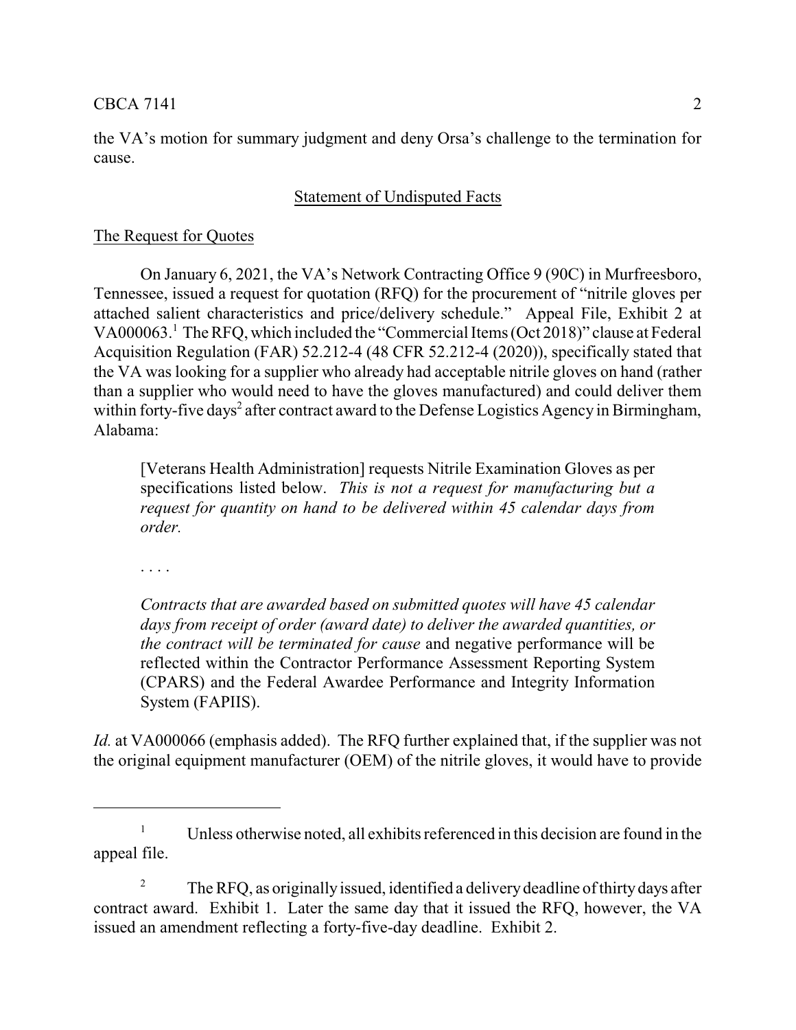the VA's motion for summary judgment and deny Orsa's challenge to the termination for cause.

## Statement of Undisputed Facts

### The Request for Quotes

On January 6, 2021, the VA's Network Contracting Office 9 (90C) in Murfreesboro, Tennessee, issued a request for quotation (RFQ) for the procurement of "nitrile gloves per attached salient characteristics and price/delivery schedule." Appeal File, Exhibit 2 at VA000063.[1] The RFQ, which included the "Commercial Items (Oct 2018)" clause at Federal Acquisition Regulation (FAR) 52.212-4 (48 CFR 52.212-4 (2020)), specifically stated that the VA was looking for a supplier who already had acceptable nitrile gloves on hand (rather than a supplier who would need to have the gloves manufactured) and could deliver them within forty-five days[2] after contract award to the Defense Logistics Agency in Birmingham, Alabama:

> [Veterans Health Administration] requests Nitrile Examination Gloves as per specifications listed below. *This is not a request for manufacturing but a request for quantity on hand to be delivered within 45 calendar days from order.*
>
> . . . .
>
> *Contracts that are awarded based on submitted quotes will have 45 calendar days from receipt of order (award date) to deliver the awarded quantities, or the contract will be terminated for cause* and negative performance will be reflected within the Contractor Performance Assessment Reporting System (CPARS) and the Federal Awardee Performance and Integrity Information System (FAPIIS).

*Id.* at VA000066 (emphasis added). The RFQ further explained that, if the supplier was not the original equipment manufacturer (OEM) of the nitrile gloves, it would have to provide

---

[1] Unless otherwise noted, all exhibits referenced in this decision are found in the appeal file.

[2] The RFQ, as originally issued, identified a delivery deadline of thirty days after contract award. Exhibit 1. Later the same day that it issued the RFQ, however, the VA issued an amendment reflecting a forty-five-day deadline. Exhibit 2.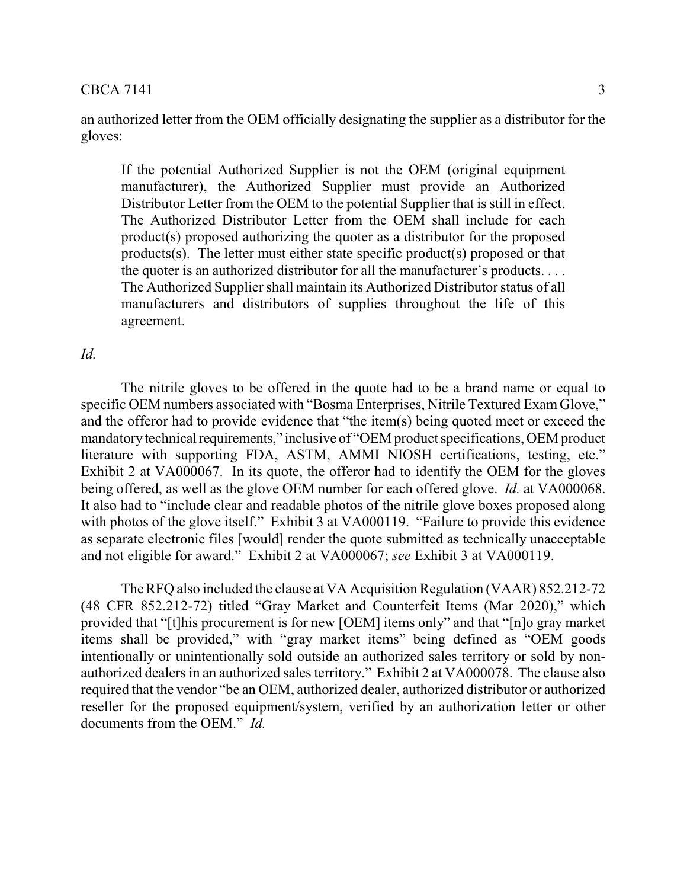an authorized letter from the OEM officially designating the supplier as a distributor for the gloves:

> If the potential Authorized Supplier is not the OEM (original equipment manufacturer), the Authorized Supplier must provide an Authorized Distributor Letter from the OEM to the potential Supplier that is still in effect. The Authorized Distributor Letter from the OEM shall include for each product(s) proposed authorizing the quoter as a distributor for the proposed products(s). The letter must either state specific product(s) proposed or that the quoter is an authorized distributor for all the manufacturer's products. . . . The Authorized Supplier shall maintain its Authorized Distributor status of all manufacturers and distributors of supplies throughout the life of this agreement.

*Id.*

The nitrile gloves to be offered in the quote had to be a brand name or equal to specific OEM numbers associated with "Bosma Enterprises, Nitrile Textured Exam Glove," and the offeror had to provide evidence that "the item(s) being quoted meet or exceed the mandatory technical requirements," inclusive of "OEM product specifications, OEM product literature with supporting FDA, ASTM, AMMI NIOSH certifications, testing, etc." Exhibit 2 at VA000067. In its quote, the offeror had to identify the OEM for the gloves being offered, as well as the glove OEM number for each offered glove. *Id.* at VA000068. It also had to "include clear and readable photos of the nitrile glove boxes proposed along with photos of the glove itself." Exhibit 3 at VA000119. "Failure to provide this evidence as separate electronic files [would] render the quote submitted as technically unacceptable and not eligible for award." Exhibit 2 at VA000067; *see* Exhibit 3 at VA000119.

The RFQ also included the clause at VA Acquisition Regulation (VAAR) 852.212-72 (48 CFR 852.212-72) titled "Gray Market and Counterfeit Items (Mar 2020)," which provided that "[t]his procurement is for new [OEM] items only" and that "[n]o gray market items shall be provided," with "gray market items" being defined as "OEM goods intentionally or unintentionally sold outside an authorized sales territory or sold by non-authorized dealers in an authorized sales territory." Exhibit 2 at VA000078. The clause also required that the vendor "be an OEM, authorized dealer, authorized distributor or authorized reseller for the proposed equipment/system, verified by an authorization letter or other documents from the OEM." *Id.*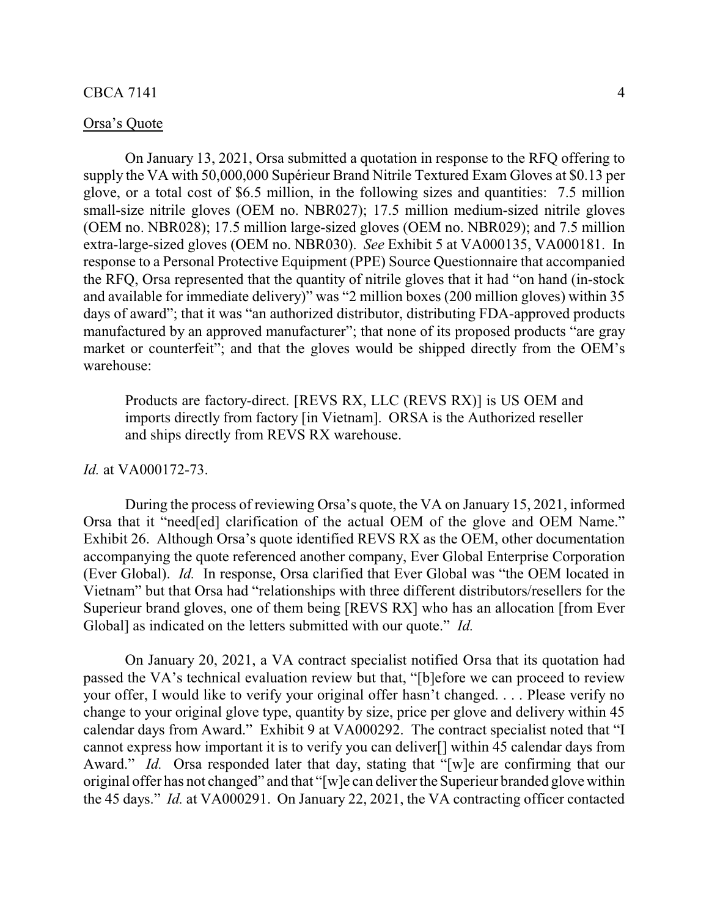Orsa's Quote

On January 13, 2021, Orsa submitted a quotation in response to the RFQ offering to supply the VA with 50,000,000 Supérieur Brand Nitrile Textured Exam Gloves at $0.13 per glove, or a total cost of $6.5 million, in the following sizes and quantities: 7.5 million small-size nitrile gloves (OEM no. NBR027); 17.5 million medium-sized nitrile gloves (OEM no. NBR028); 17.5 million large-sized gloves (OEM no. NBR029); and 7.5 million extra-large-sized gloves (OEM no. NBR030). *See* Exhibit 5 at VA000135, VA000181. In response to a Personal Protective Equipment (PPE) Source Questionnaire that accompanied the RFQ, Orsa represented that the quantity of nitrile gloves that it had "on hand (in-stock and available for immediate delivery)" was "2 million boxes (200 million gloves) within 35 days of award"; that it was "an authorized distributor, distributing FDA-approved products manufactured by an approved manufacturer"; that none of its proposed products "are gray market or counterfeit"; and that the gloves would be shipped directly from the OEM's warehouse:

> Products are factory-direct. [REVS RX, LLC (REVS RX)] is US OEM and imports directly from factory [in Vietnam]. ORSA is the Authorized reseller and ships directly from REVS RX warehouse.

*Id.* at VA000172-73.

During the process of reviewing Orsa's quote, the VA on January 15, 2021, informed Orsa that it "need[ed] clarification of the actual OEM of the glove and OEM Name." Exhibit 26. Although Orsa's quote identified REVS RX as the OEM, other documentation accompanying the quote referenced another company, Ever Global Enterprise Corporation (Ever Global). *Id.* In response, Orsa clarified that Ever Global was "the OEM located in Vietnam" but that Orsa had "relationships with three different distributors/resellers for the Superieur brand gloves, one of them being [REVS RX] who has an allocation [from Ever Global] as indicated on the letters submitted with our quote." *Id.*

On January 20, 2021, a VA contract specialist notified Orsa that its quotation had passed the VA's technical evaluation review but that, "[b]efore we can proceed to review your offer, I would like to verify your original offer hasn't changed. . . . Please verify no change to your original glove type, quantity by size, price per glove and delivery within 45 calendar days from Award." Exhibit 9 at VA000292. The contract specialist noted that "I cannot express how important it is to verify you can deliver[] within 45 calendar days from Award." *Id.* Orsa responded later that day, stating that "[w]e are confirming that our original offer has not changed" and that "[w]e can deliver the Superieur branded glove within the 45 days." *Id.* at VA000291. On January 22, 2021, the VA contracting officer contacted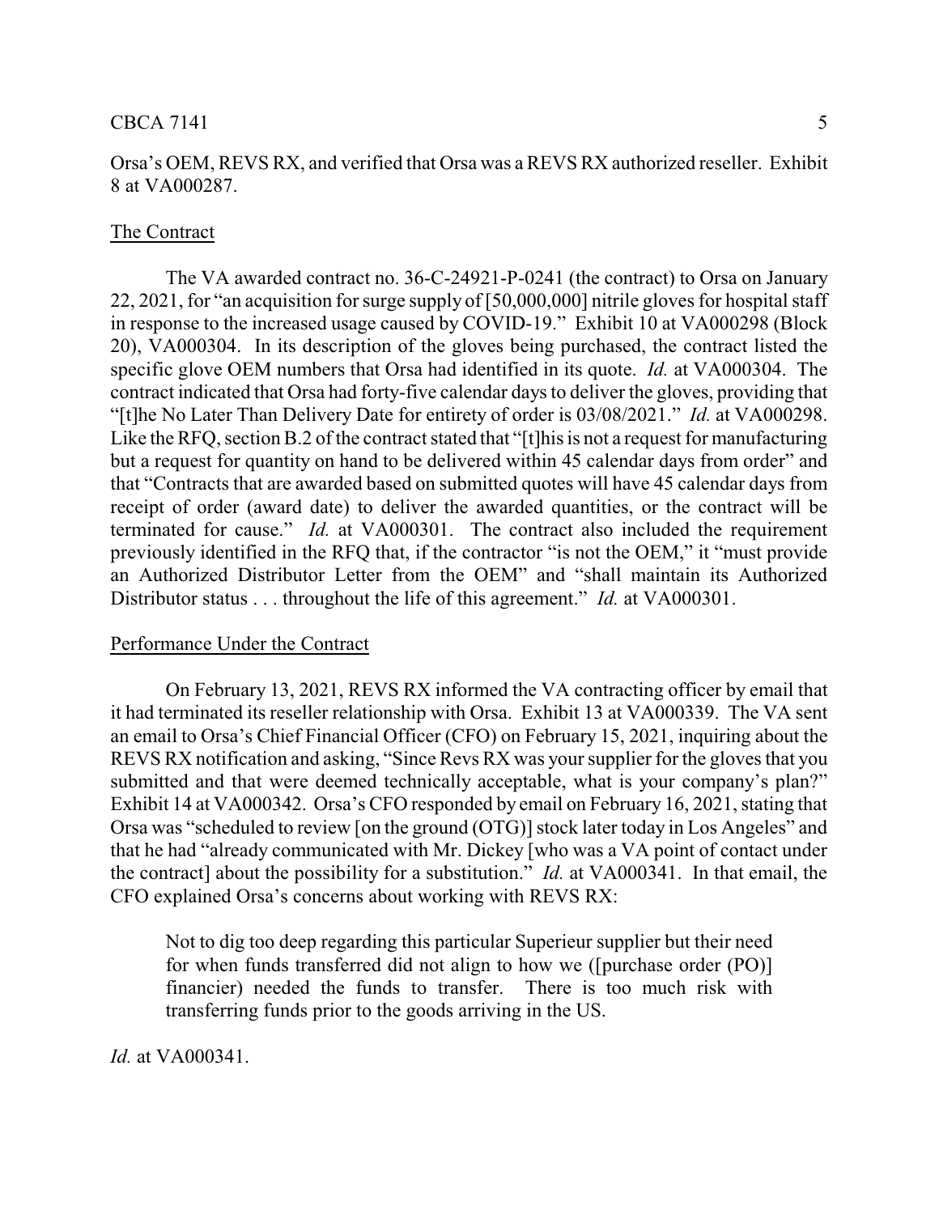Orsa's OEM, REVS RX, and verified that Orsa was a REVS RX authorized reseller. Exhibit 8 at VA000287.

The Contract

The VA awarded contract no. 36-C-24921-P-0241 (the contract) to Orsa on January 22, 2021, for "an acquisition for surge supply of [50,000,000] nitrile gloves for hospital staff in response to the increased usage caused by COVID-19." Exhibit 10 at VA000298 (Block 20), VA000304. In its description of the gloves being purchased, the contract listed the specific glove OEM numbers that Orsa had identified in its quote. *Id.* at VA000304. The contract indicated that Orsa had forty-five calendar days to deliver the gloves, providing that "[t]he No Later Than Delivery Date for entirety of order is 03/08/2021." *Id.* at VA000298. Like the RFQ, section B.2 of the contract stated that "[t]his is not a request for manufacturing but a request for quantity on hand to be delivered within 45 calendar days from order" and that "Contracts that are awarded based on submitted quotes will have 45 calendar days from receipt of order (award date) to deliver the awarded quantities, or the contract will be terminated for cause." *Id.* at VA000301. The contract also included the requirement previously identified in the RFQ that, if the contractor "is not the OEM," it "must provide an Authorized Distributor Letter from the OEM" and "shall maintain its Authorized Distributor status . . . throughout the life of this agreement." *Id.* at VA000301.

Performance Under the Contract

On February 13, 2021, REVS RX informed the VA contracting officer by email that it had terminated its reseller relationship with Orsa. Exhibit 13 at VA000339. The VA sent an email to Orsa's Chief Financial Officer (CFO) on February 15, 2021, inquiring about the REVS RX notification and asking, "Since Revs RX was your supplier for the gloves that you submitted and that were deemed technically acceptable, what is your company's plan?" Exhibit 14 at VA000342. Orsa's CFO responded by email on February 16, 2021, stating that Orsa was "scheduled to review [on the ground (OTG)] stock later today in Los Angeles" and that he had "already communicated with Mr. Dickey [who was a VA point of contact under the contract] about the possibility for a substitution." *Id.* at VA000341. In that email, the CFO explained Orsa's concerns about working with REVS RX:

> Not to dig too deep regarding this particular Superieur supplier but their need for when funds transferred did not align to how we ([purchase order (PO)] financier) needed the funds to transfer. There is too much risk with transferring funds prior to the goods arriving in the US.

*Id.* at VA000341.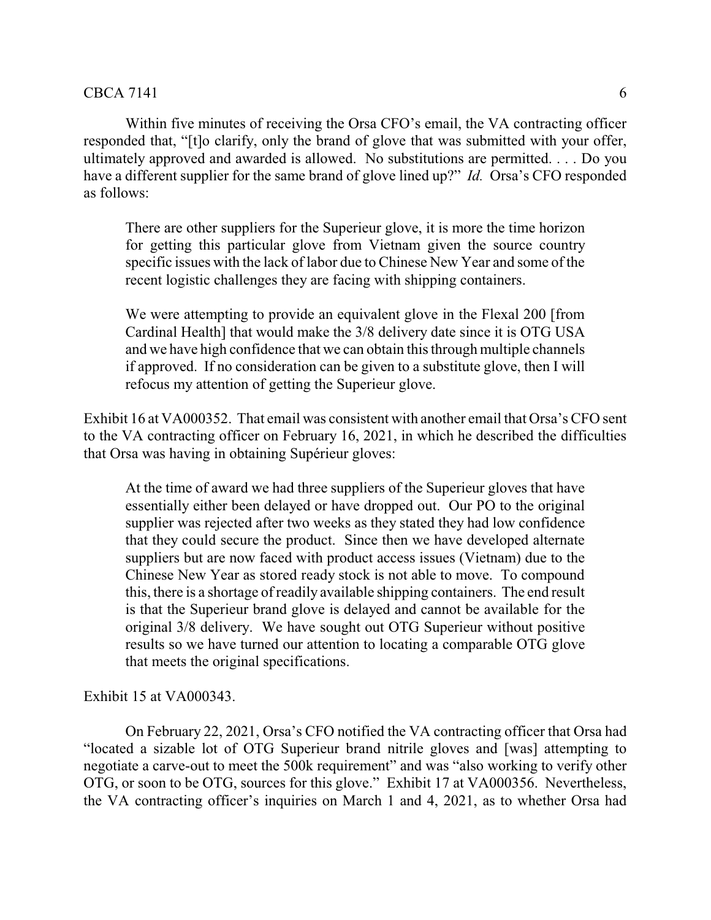Within five minutes of receiving the Orsa CFO's email, the VA contracting officer responded that, "[t]o clarify, only the brand of glove that was submitted with your offer, ultimately approved and awarded is allowed. No substitutions are permitted. . . . Do you have a different supplier for the same brand of glove lined up?" *Id.* Orsa's CFO responded as follows:

> There are other suppliers for the Superieur glove, it is more the time horizon for getting this particular glove from Vietnam given the source country specific issues with the lack of labor due to Chinese New Year and some of the recent logistic challenges they are facing with shipping containers.
>
> We were attempting to provide an equivalent glove in the Flexal 200 [from Cardinal Health] that would make the 3/8 delivery date since it is OTG USA and we have high confidence that we can obtain this through multiple channels if approved. If no consideration can be given to a substitute glove, then I will refocus my attention of getting the Superieur glove.

Exhibit 16 at VA000352. That email was consistent with another email that Orsa's CFO sent to the VA contracting officer on February 16, 2021, in which he described the difficulties that Orsa was having in obtaining Supérieur gloves:

> At the time of award we had three suppliers of the Superieur gloves that have essentially either been delayed or have dropped out. Our PO to the original supplier was rejected after two weeks as they stated they had low confidence that they could secure the product. Since then we have developed alternate suppliers but are now faced with product access issues (Vietnam) due to the Chinese New Year as stored ready stock is not able to move. To compound this, there is a shortage of readily available shipping containers. The end result is that the Superieur brand glove is delayed and cannot be available for the original 3/8 delivery. We have sought out OTG Superieur without positive results so we have turned our attention to locating a comparable OTG glove that meets the original specifications.

Exhibit 15 at VA000343.

On February 22, 2021, Orsa's CFO notified the VA contracting officer that Orsa had "located a sizable lot of OTG Superieur brand nitrile gloves and [was] attempting to negotiate a carve-out to meet the 500k requirement" and was "also working to verify other OTG, or soon to be OTG, sources for this glove." Exhibit 17 at VA000356. Nevertheless, the VA contracting officer's inquiries on March 1 and 4, 2021, as to whether Orsa had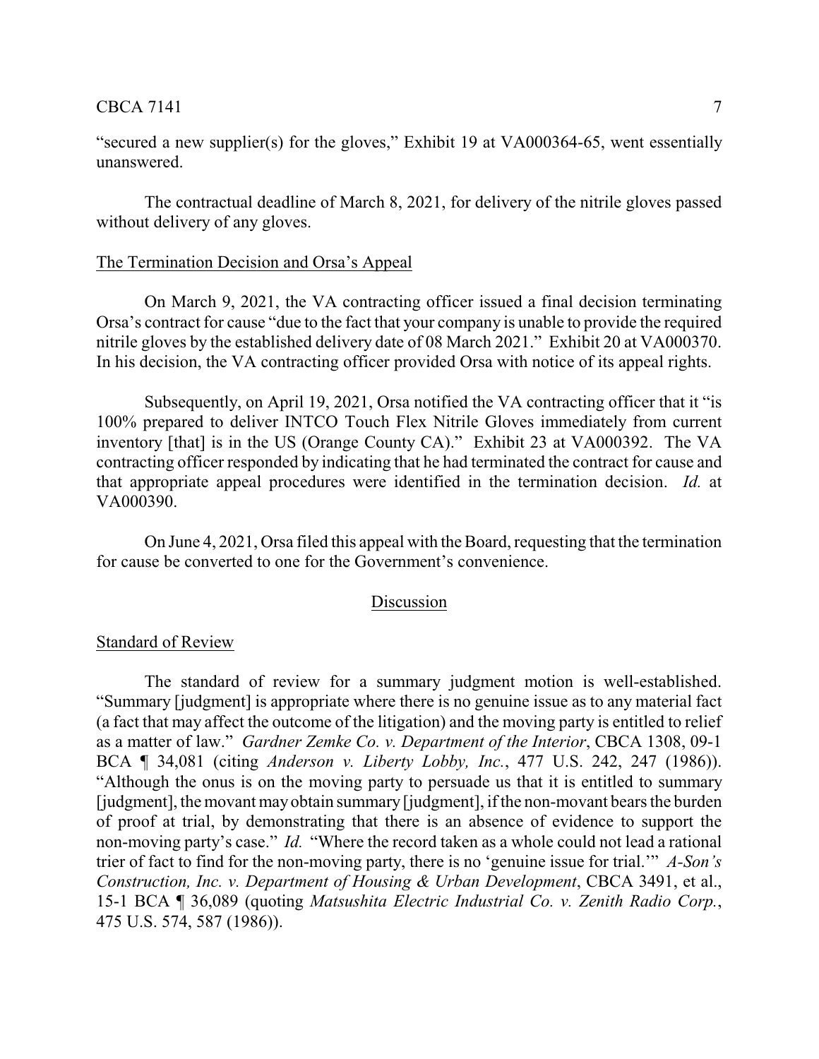"secured a new supplier(s) for the gloves," Exhibit 19 at VA000364-65, went essentially unanswered.

The contractual deadline of March 8, 2021, for delivery of the nitrile gloves passed without delivery of any gloves.

The Termination Decision and Orsa's Appeal

On March 9, 2021, the VA contracting officer issued a final decision terminating Orsa's contract for cause "due to the fact that your company is unable to provide the required nitrile gloves by the established delivery date of 08 March 2021." Exhibit 20 at VA000370. In his decision, the VA contracting officer provided Orsa with notice of its appeal rights.

Subsequently, on April 19, 2021, Orsa notified the VA contracting officer that it "is 100% prepared to deliver INTCO Touch Flex Nitrile Gloves immediately from current inventory [that] is in the US (Orange County CA)." Exhibit 23 at VA000392. The VA contracting officer responded by indicating that he had terminated the contract for cause and that appropriate appeal procedures were identified in the termination decision. *Id.* at VA000390.

On June 4, 2021, Orsa filed this appeal with the Board, requesting that the termination for cause be converted to one for the Government's convenience.

## Discussion

Standard of Review

The standard of review for a summary judgment motion is well-established. "Summary [judgment] is appropriate where there is no genuine issue as to any material fact (a fact that may affect the outcome of the litigation) and the moving party is entitled to relief as a matter of law." *Gardner Zemke Co. v. Department of the Interior*, CBCA 1308, 09-1 BCA ¶ 34,081 (citing *Anderson v. Liberty Lobby, Inc.*, 477 U.S. 242, 247 (1986)). "Although the onus is on the moving party to persuade us that it is entitled to summary [judgment], the movant may obtain summary [judgment], if the non-movant bears the burden of proof at trial, by demonstrating that there is an absence of evidence to support the non-moving party's case." *Id.* "Where the record taken as a whole could not lead a rational trier of fact to find for the non-moving party, there is no 'genuine issue for trial.'" *A-Son's Construction, Inc. v. Department of Housing & Urban Development*, CBCA 3491, et al., 15-1 BCA ¶ 36,089 (quoting *Matsushita Electric Industrial Co. v. Zenith Radio Corp.*, 475 U.S. 574, 587 (1986)).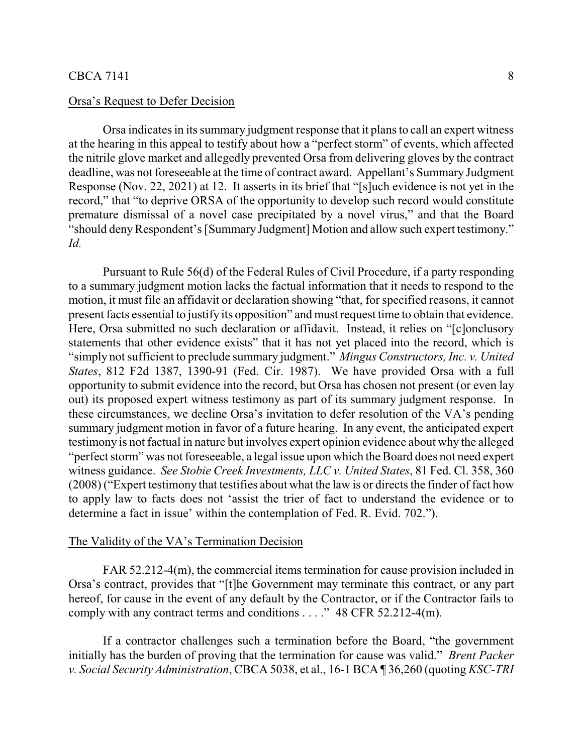Orsa's Request to Defer Decision

Orsa indicates in its summary judgment response that it plans to call an expert witness at the hearing in this appeal to testify about how a "perfect storm" of events, which affected the nitrile glove market and allegedly prevented Orsa from delivering gloves by the contract deadline, was not foreseeable at the time of contract award. Appellant's Summary Judgment Response (Nov. 22, 2021) at 12. It asserts in its brief that "[s]uch evidence is not yet in the record," that "to deprive ORSA of the opportunity to develop such record would constitute premature dismissal of a novel case precipitated by a novel virus," and that the Board "should deny Respondent's [Summary Judgment] Motion and allow such expert testimony." *Id.*

Pursuant to Rule 56(d) of the Federal Rules of Civil Procedure, if a party responding to a summary judgment motion lacks the factual information that it needs to respond to the motion, it must file an affidavit or declaration showing "that, for specified reasons, it cannot present facts essential to justify its opposition" and must request time to obtain that evidence. Here, Orsa submitted no such declaration or affidavit. Instead, it relies on "[c]onclusory statements that other evidence exists" that it has not yet placed into the record, which is "simply not sufficient to preclude summary judgment." *Mingus Constructors, Inc. v. United States*, 812 F2d 1387, 1390-91 (Fed. Cir. 1987). We have provided Orsa with a full opportunity to submit evidence into the record, but Orsa has chosen not present (or even lay out) its proposed expert witness testimony as part of its summary judgment response. In these circumstances, we decline Orsa's invitation to defer resolution of the VA's pending summary judgment motion in favor of a future hearing. In any event, the anticipated expert testimony is not factual in nature but involves expert opinion evidence about why the alleged "perfect storm" was not foreseeable, a legal issue upon which the Board does not need expert witness guidance. *See Stobie Creek Investments, LLC v. United States*, 81 Fed. Cl. 358, 360 (2008) ("Expert testimony that testifies about what the law is or directs the finder of fact how to apply law to facts does not 'assist the trier of fact to understand the evidence or to determine a fact in issue' within the contemplation of Fed. R. Evid. 702.").

The Validity of the VA's Termination Decision

FAR 52.212-4(m), the commercial items termination for cause provision included in Orsa's contract, provides that "[t]he Government may terminate this contract, or any part hereof, for cause in the event of any default by the Contractor, or if the Contractor fails to comply with any contract terms and conditions . . . ." 48 CFR 52.212-4(m).

If a contractor challenges such a termination before the Board, "the government initially has the burden of proving that the termination for cause was valid." *Brent Packer v. Social Security Administration*, CBCA 5038, et al., 16-1 BCA ¶ 36,260 (quoting *KSC-TRI*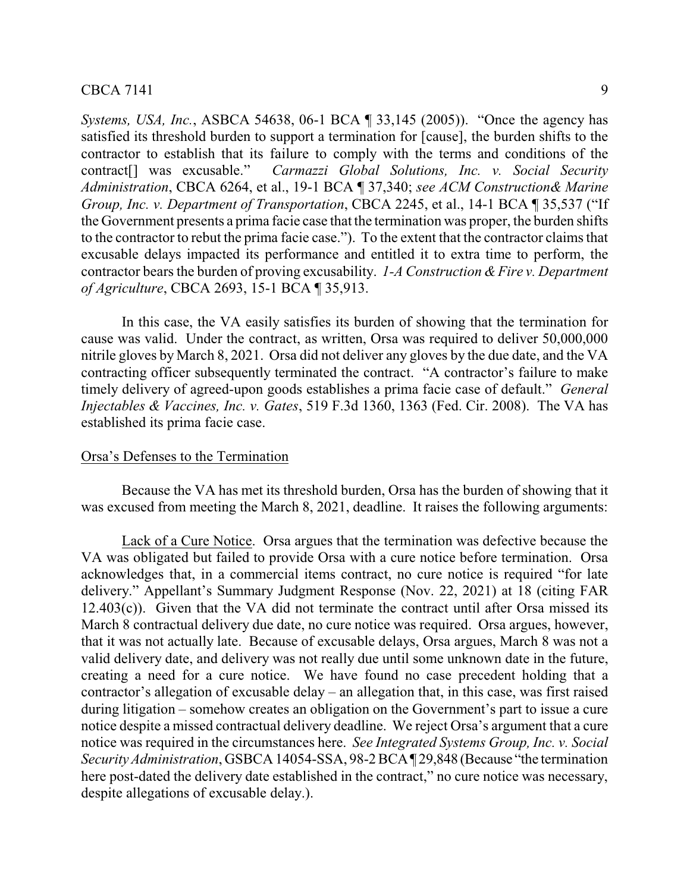*Systems, USA, Inc.*, ASBCA 54638, 06-1 BCA ¶ 33,145 (2005)). "Once the agency has satisfied its threshold burden to support a termination for [cause], the burden shifts to the contractor to establish that its failure to comply with the terms and conditions of the contract[] was excusable." *Carmazzi Global Solutions, Inc. v. Social Security Administration*, CBCA 6264, et al., 19-1 BCA ¶ 37,340; *see ACM Construction& Marine Group, Inc. v. Department of Transportation*, CBCA 2245, et al., 14-1 BCA ¶ 35,537 ("If the Government presents a prima facie case that the termination was proper, the burden shifts to the contractor to rebut the prima facie case."). To the extent that the contractor claims that excusable delays impacted its performance and entitled it to extra time to perform, the contractor bears the burden of proving excusability. *1-A Construction & Fire v. Department of Agriculture*, CBCA 2693, 15-1 BCA ¶ 35,913.

In this case, the VA easily satisfies its burden of showing that the termination for cause was valid. Under the contract, as written, Orsa was required to deliver 50,000,000 nitrile gloves by March 8, 2021. Orsa did not deliver any gloves by the due date, and the VA contracting officer subsequently terminated the contract. "A contractor's failure to make timely delivery of agreed-upon goods establishes a prima facie case of default." *General Injectables & Vaccines, Inc. v. Gates*, 519 F.3d 1360, 1363 (Fed. Cir. 2008). The VA has established its prima facie case.

Orsa's Defenses to the Termination

Because the VA has met its threshold burden, Orsa has the burden of showing that it was excused from meeting the March 8, 2021, deadline. It raises the following arguments:

Lack of a Cure Notice. Orsa argues that the termination was defective because the VA was obligated but failed to provide Orsa with a cure notice before termination. Orsa acknowledges that, in a commercial items contract, no cure notice is required "for late delivery." Appellant's Summary Judgment Response (Nov. 22, 2021) at 18 (citing FAR 12.403(c)). Given that the VA did not terminate the contract until after Orsa missed its March 8 contractual delivery due date, no cure notice was required. Orsa argues, however, that it was not actually late. Because of excusable delays, Orsa argues, March 8 was not a valid delivery date, and delivery was not really due until some unknown date in the future, creating a need for a cure notice. We have found no case precedent holding that a contractor's allegation of excusable delay – an allegation that, in this case, was first raised during litigation – somehow creates an obligation on the Government's part to issue a cure notice despite a missed contractual delivery deadline. We reject Orsa's argument that a cure notice was required in the circumstances here. *See Integrated Systems Group, Inc. v. Social Security Administration*, GSBCA 14054-SSA, 98-2 BCA ¶ 29,848 (Because "the termination here post-dated the delivery date established in the contract," no cure notice was necessary, despite allegations of excusable delay.).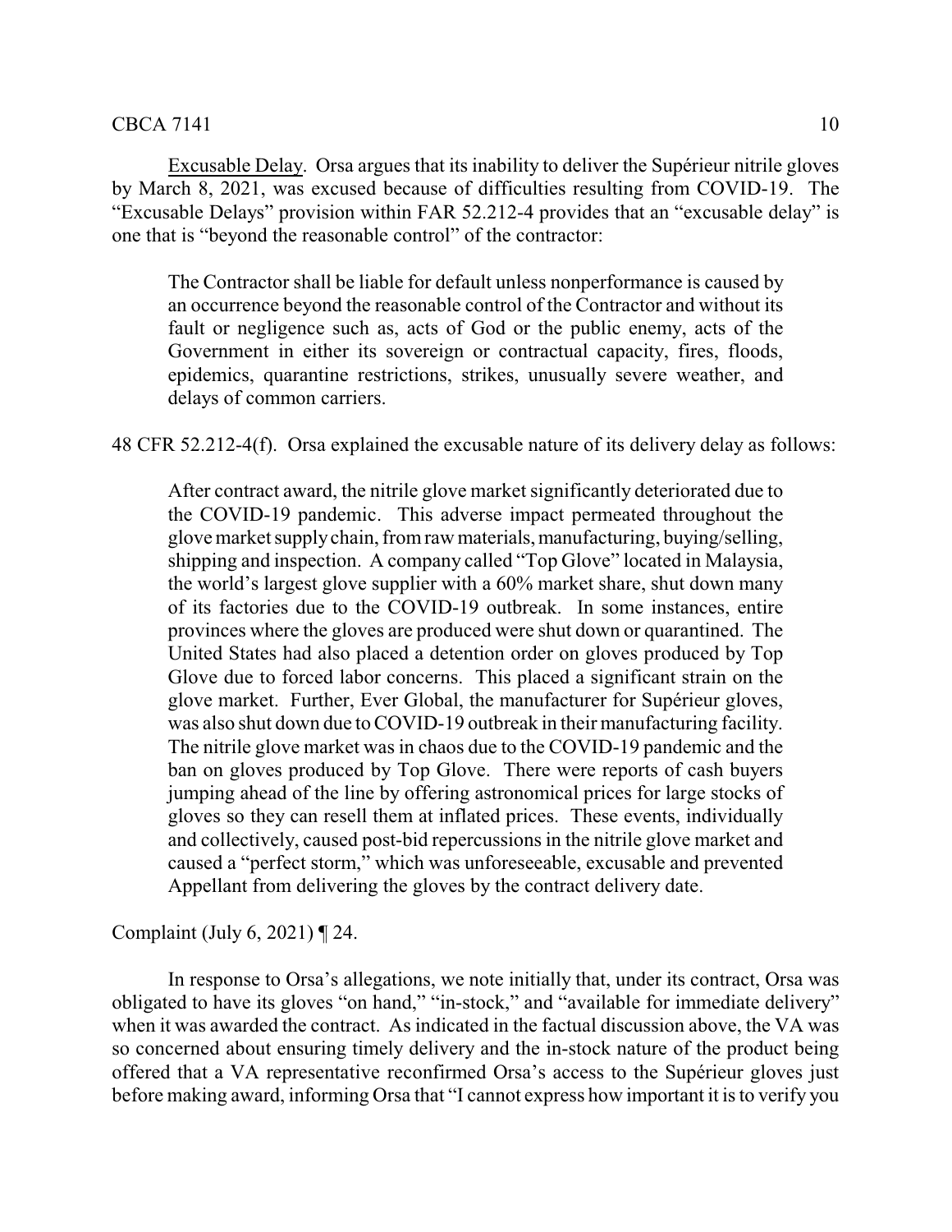Excusable Delay. Orsa argues that its inability to deliver the Supérieur nitrile gloves by March 8, 2021, was excused because of difficulties resulting from COVID-19. The "Excusable Delays" provision within FAR 52.212-4 provides that an "excusable delay" is one that is "beyond the reasonable control" of the contractor:

> The Contractor shall be liable for default unless nonperformance is caused by an occurrence beyond the reasonable control of the Contractor and without its fault or negligence such as, acts of God or the public enemy, acts of the Government in either its sovereign or contractual capacity, fires, floods, epidemics, quarantine restrictions, strikes, unusually severe weather, and delays of common carriers.

48 CFR 52.212-4(f). Orsa explained the excusable nature of its delivery delay as follows:

> After contract award, the nitrile glove market significantly deteriorated due to the COVID-19 pandemic. This adverse impact permeated throughout the glove market supply chain, from raw materials, manufacturing, buying/selling, shipping and inspection. A company called "Top Glove" located in Malaysia, the world's largest glove supplier with a 60% market share, shut down many of its factories due to the COVID-19 outbreak. In some instances, entire provinces where the gloves are produced were shut down or quarantined. The United States had also placed a detention order on gloves produced by Top Glove due to forced labor concerns. This placed a significant strain on the glove market. Further, Ever Global, the manufacturer for Supérieur gloves, was also shut down due to COVID-19 outbreak in their manufacturing facility. The nitrile glove market was in chaos due to the COVID-19 pandemic and the ban on gloves produced by Top Glove. There were reports of cash buyers jumping ahead of the line by offering astronomical prices for large stocks of gloves so they can resell them at inflated prices. These events, individually and collectively, caused post-bid repercussions in the nitrile glove market and caused a "perfect storm," which was unforeseeable, excusable and prevented Appellant from delivering the gloves by the contract delivery date.

Complaint (July 6, 2021) ¶ 24.

In response to Orsa's allegations, we note initially that, under its contract, Orsa was obligated to have its gloves "on hand," "in-stock," and "available for immediate delivery" when it was awarded the contract. As indicated in the factual discussion above, the VA was so concerned about ensuring timely delivery and the in-stock nature of the product being offered that a VA representative reconfirmed Orsa's access to the Supérieur gloves just before making award, informing Orsa that "I cannot express how important it is to verify you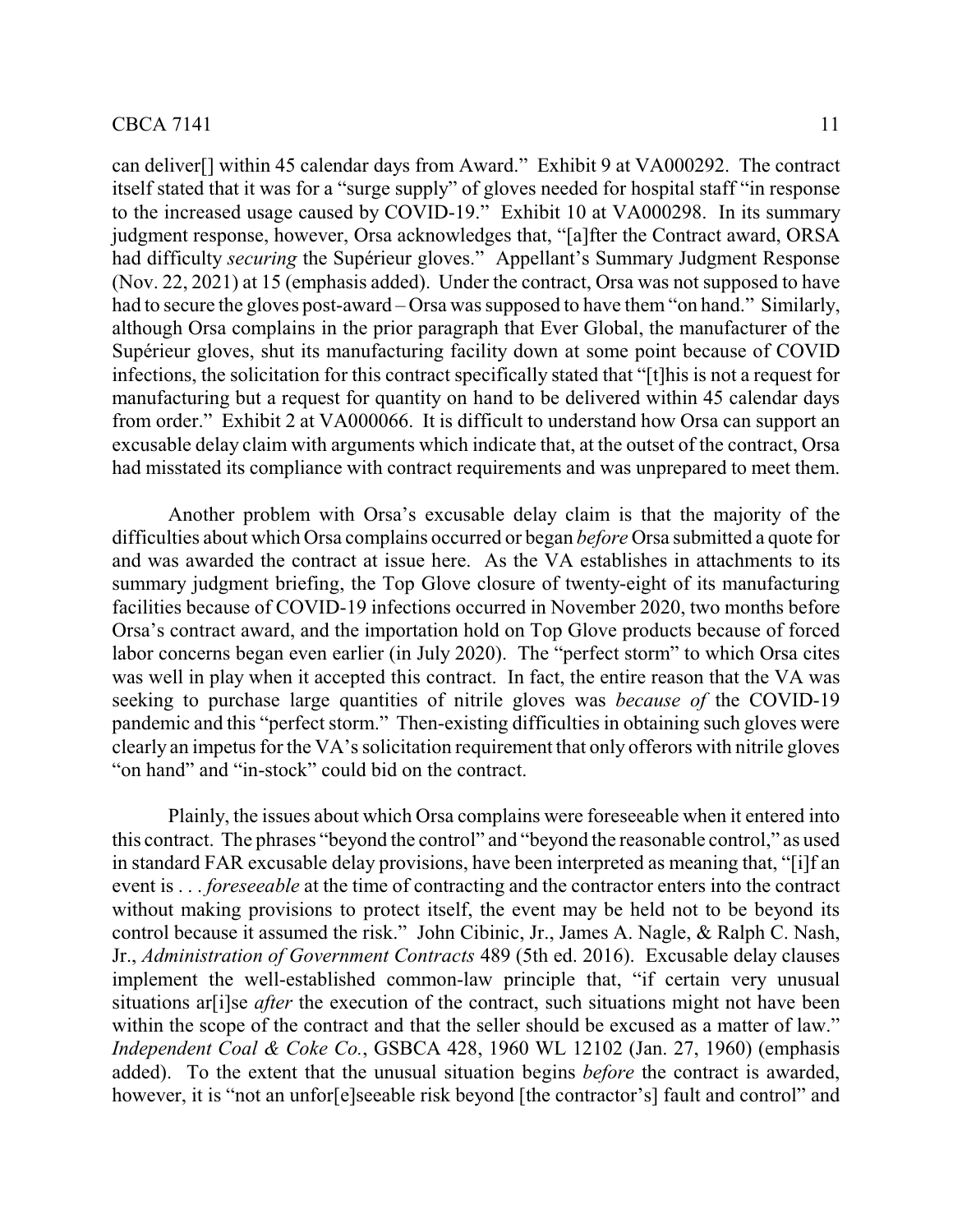can deliver[] within 45 calendar days from Award." Exhibit 9 at VA000292. The contract itself stated that it was for a "surge supply" of gloves needed for hospital staff "in response to the increased usage caused by COVID-19." Exhibit 10 at VA000298. In its summary judgment response, however, Orsa acknowledges that, "[a]fter the Contract award, ORSA had difficulty *securing* the Supérieur gloves." Appellant's Summary Judgment Response (Nov. 22, 2021) at 15 (emphasis added). Under the contract, Orsa was not supposed to have had to secure the gloves post-award – Orsa was supposed to have them "on hand." Similarly, although Orsa complains in the prior paragraph that Ever Global, the manufacturer of the Supérieur gloves, shut its manufacturing facility down at some point because of COVID infections, the solicitation for this contract specifically stated that "[t]his is not a request for manufacturing but a request for quantity on hand to be delivered within 45 calendar days from order." Exhibit 2 at VA000066. It is difficult to understand how Orsa can support an excusable delay claim with arguments which indicate that, at the outset of the contract, Orsa had misstated its compliance with contract requirements and was unprepared to meet them.

Another problem with Orsa's excusable delay claim is that the majority of the difficulties about which Orsa complains occurred or began *before* Orsa submitted a quote for and was awarded the contract at issue here. As the VA establishes in attachments to its summary judgment briefing, the Top Glove closure of twenty-eight of its manufacturing facilities because of COVID-19 infections occurred in November 2020, two months before Orsa's contract award, and the importation hold on Top Glove products because of forced labor concerns began even earlier (in July 2020). The "perfect storm" to which Orsa cites was well in play when it accepted this contract. In fact, the entire reason that the VA was seeking to purchase large quantities of nitrile gloves was *because of* the COVID-19 pandemic and this "perfect storm." Then-existing difficulties in obtaining such gloves were clearly an impetus for the VA's solicitation requirement that only offerors with nitrile gloves "on hand" and "in-stock" could bid on the contract.

Plainly, the issues about which Orsa complains were foreseeable when it entered into this contract. The phrases "beyond the control" and "beyond the reasonable control," as used in standard FAR excusable delay provisions, have been interpreted as meaning that, "[i]f an event is . . . *foreseeable* at the time of contracting and the contractor enters into the contract without making provisions to protect itself, the event may be held not to be beyond its control because it assumed the risk." John Cibinic, Jr., James A. Nagle, & Ralph C. Nash, Jr., *Administration of Government Contracts* 489 (5th ed. 2016). Excusable delay clauses implement the well-established common-law principle that, "if certain very unusual situations ar[i]se *after* the execution of the contract, such situations might not have been within the scope of the contract and that the seller should be excused as a matter of law." *Independent Coal & Coke Co.*, GSBCA 428, 1960 WL 12102 (Jan. 27, 1960) (emphasis added). To the extent that the unusual situation begins *before* the contract is awarded, however, it is "not an unfor[e]seeable risk beyond [the contractor's] fault and control" and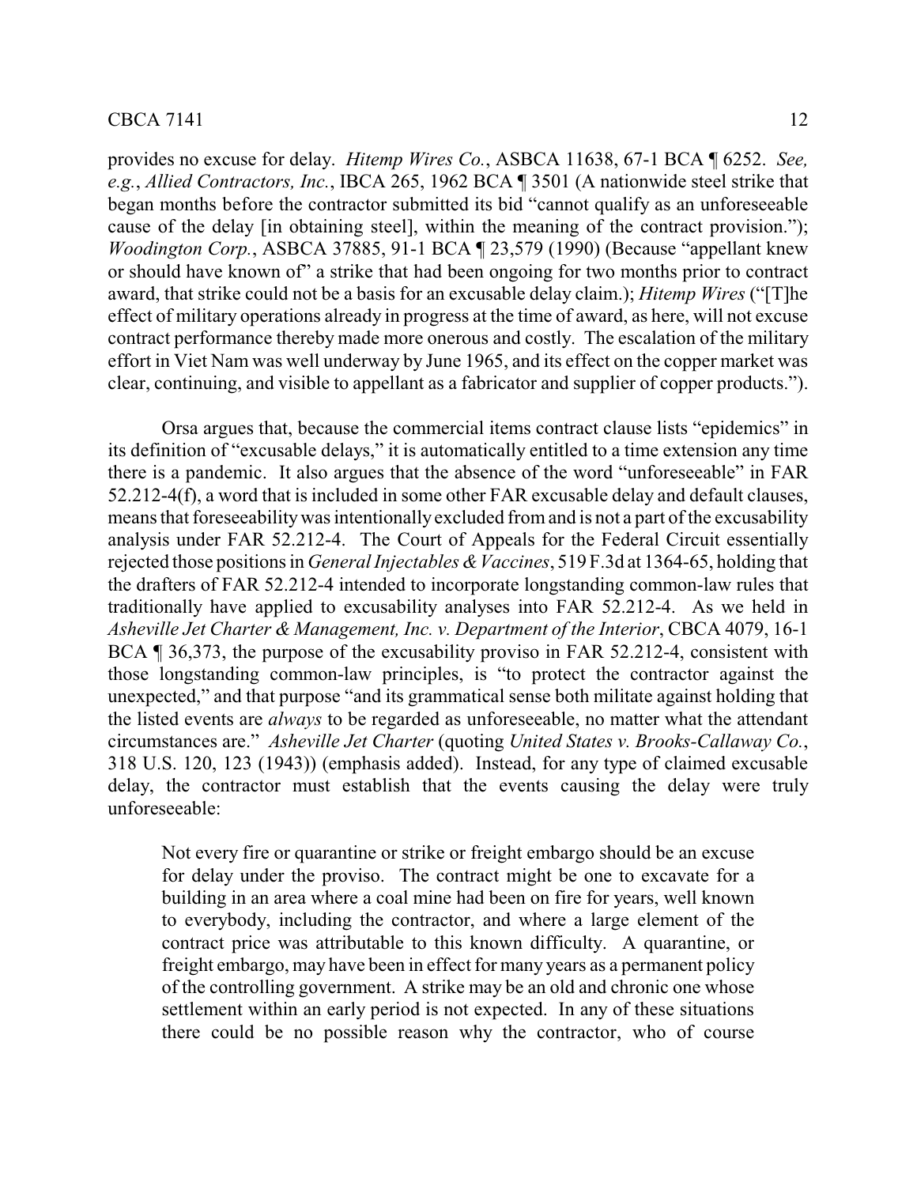provides no excuse for delay. *Hitemp Wires Co.*, ASBCA 11638, 67-1 BCA ¶ 6252. *See, e.g.*, *Allied Contractors, Inc.*, IBCA 265, 1962 BCA ¶ 3501 (A nationwide steel strike that began months before the contractor submitted its bid "cannot qualify as an unforeseeable cause of the delay [in obtaining steel], within the meaning of the contract provision."); *Woodington Corp.*, ASBCA 37885, 91-1 BCA ¶ 23,579 (1990) (Because "appellant knew or should have known of" a strike that had been ongoing for two months prior to contract award, that strike could not be a basis for an excusable delay claim.); *Hitemp Wires* ("[T]he effect of military operations already in progress at the time of award, as here, will not excuse contract performance thereby made more onerous and costly. The escalation of the military effort in Viet Nam was well underway by June 1965, and its effect on the copper market was clear, continuing, and visible to appellant as a fabricator and supplier of copper products.").

Orsa argues that, because the commercial items contract clause lists "epidemics" in its definition of "excusable delays," it is automatically entitled to a time extension any time there is a pandemic. It also argues that the absence of the word "unforeseeable" in FAR 52.212-4(f), a word that is included in some other FAR excusable delay and default clauses, means that foreseeability was intentionally excluded from and is not a part of the excusability analysis under FAR 52.212-4. The Court of Appeals for the Federal Circuit essentially rejected those positions in *General Injectables & Vaccines*, 519 F.3d at 1364-65, holding that the drafters of FAR 52.212-4 intended to incorporate longstanding common-law rules that traditionally have applied to excusability analyses into FAR 52.212-4. As we held in *Asheville Jet Charter & Management, Inc. v. Department of the Interior*, CBCA 4079, 16-1 BCA ¶ 36,373, the purpose of the excusability proviso in FAR 52.212-4, consistent with those longstanding common-law principles, is "to protect the contractor against the unexpected," and that purpose "and its grammatical sense both militate against holding that the listed events are *always* to be regarded as unforeseeable, no matter what the attendant circumstances are." *Asheville Jet Charter* (quoting *United States v. Brooks-Callaway Co.*, 318 U.S. 120, 123 (1943)) (emphasis added). Instead, for any type of claimed excusable delay, the contractor must establish that the events causing the delay were truly unforeseeable:

> Not every fire or quarantine or strike or freight embargo should be an excuse for delay under the proviso. The contract might be one to excavate for a building in an area where a coal mine had been on fire for years, well known to everybody, including the contractor, and where a large element of the contract price was attributable to this known difficulty. A quarantine, or freight embargo, may have been in effect for many years as a permanent policy of the controlling government. A strike may be an old and chronic one whose settlement within an early period is not expected. In any of these situations there could be no possible reason why the contractor, who of course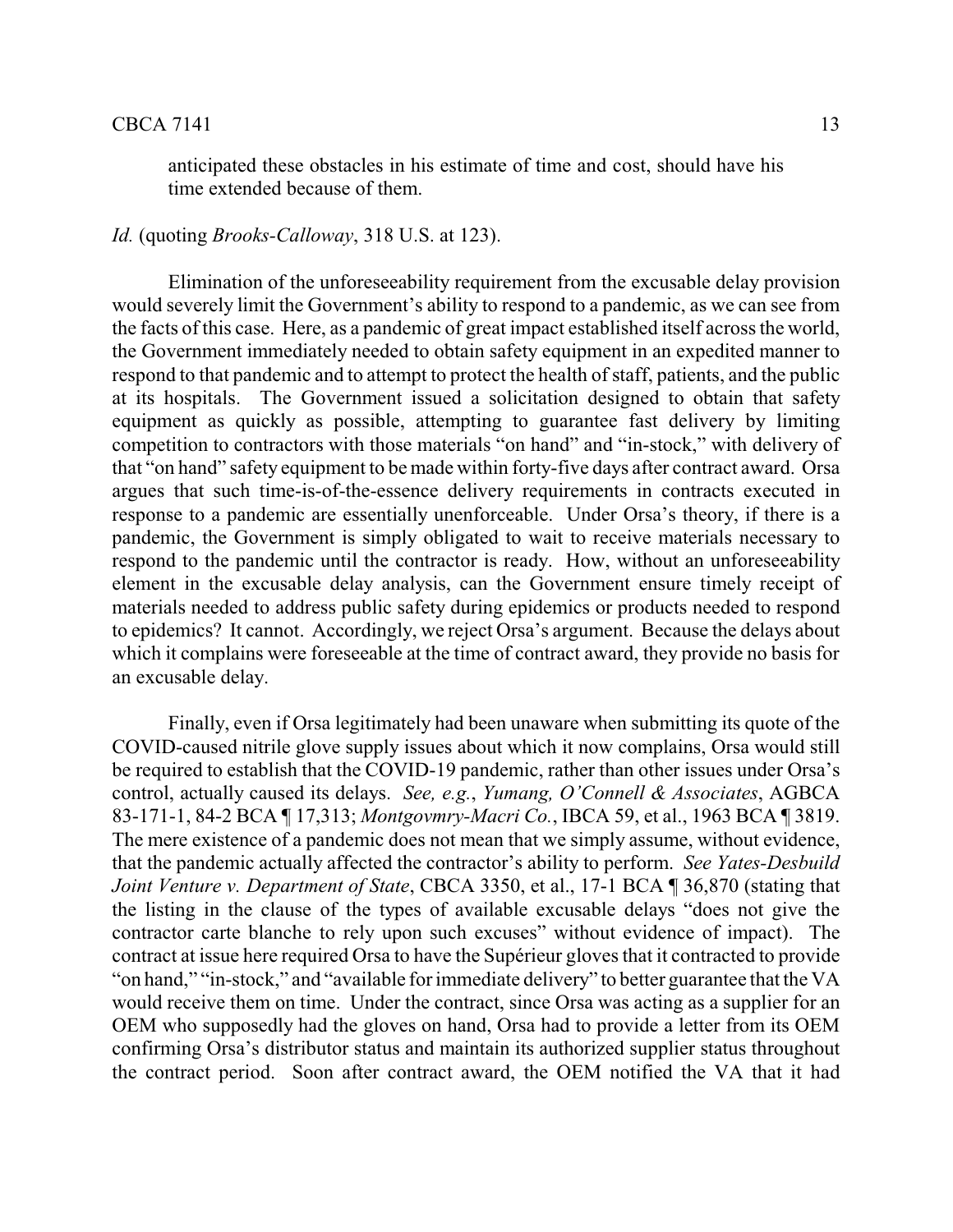> anticipated these obstacles in his estimate of time and cost, should have his time extended because of them.

*Id.* (quoting *Brooks-Calloway*, 318 U.S. at 123).

Elimination of the unforeseeability requirement from the excusable delay provision would severely limit the Government's ability to respond to a pandemic, as we can see from the facts of this case. Here, as a pandemic of great impact established itself across the world, the Government immediately needed to obtain safety equipment in an expedited manner to respond to that pandemic and to attempt to protect the health of staff, patients, and the public at its hospitals. The Government issued a solicitation designed to obtain that safety equipment as quickly as possible, attempting to guarantee fast delivery by limiting competition to contractors with those materials "on hand" and "in-stock," with delivery of that "on hand" safety equipment to be made within forty-five days after contract award. Orsa argues that such time-is-of-the-essence delivery requirements in contracts executed in response to a pandemic are essentially unenforceable. Under Orsa's theory, if there is a pandemic, the Government is simply obligated to wait to receive materials necessary to respond to the pandemic until the contractor is ready. How, without an unforeseeability element in the excusable delay analysis, can the Government ensure timely receipt of materials needed to address public safety during epidemics or products needed to respond to epidemics? It cannot. Accordingly, we reject Orsa's argument. Because the delays about which it complains were foreseeable at the time of contract award, they provide no basis for an excusable delay.

Finally, even if Orsa legitimately had been unaware when submitting its quote of the COVID-caused nitrile glove supply issues about which it now complains, Orsa would still be required to establish that the COVID-19 pandemic, rather than other issues under Orsa's control, actually caused its delays. *See, e.g.*, *Yumang, O'Connell & Associates*, AGBCA 83-171-1, 84-2 BCA ¶ 17,313; *Montgovmry-Macri Co.*, IBCA 59, et al., 1963 BCA ¶ 3819. The mere existence of a pandemic does not mean that we simply assume, without evidence, that the pandemic actually affected the contractor's ability to perform. *See Yates-Desbuild Joint Venture v. Department of State*, CBCA 3350, et al., 17-1 BCA ¶ 36,870 (stating that the listing in the clause of the types of available excusable delays "does not give the contractor carte blanche to rely upon such excuses" without evidence of impact). The contract at issue here required Orsa to have the Supérieur gloves that it contracted to provide "on hand," "in-stock," and "available for immediate delivery" to better guarantee that the VA would receive them on time. Under the contract, since Orsa was acting as a supplier for an OEM who supposedly had the gloves on hand, Orsa had to provide a letter from its OEM confirming Orsa's distributor status and maintain its authorized supplier status throughout the contract period. Soon after contract award, the OEM notified the VA that it had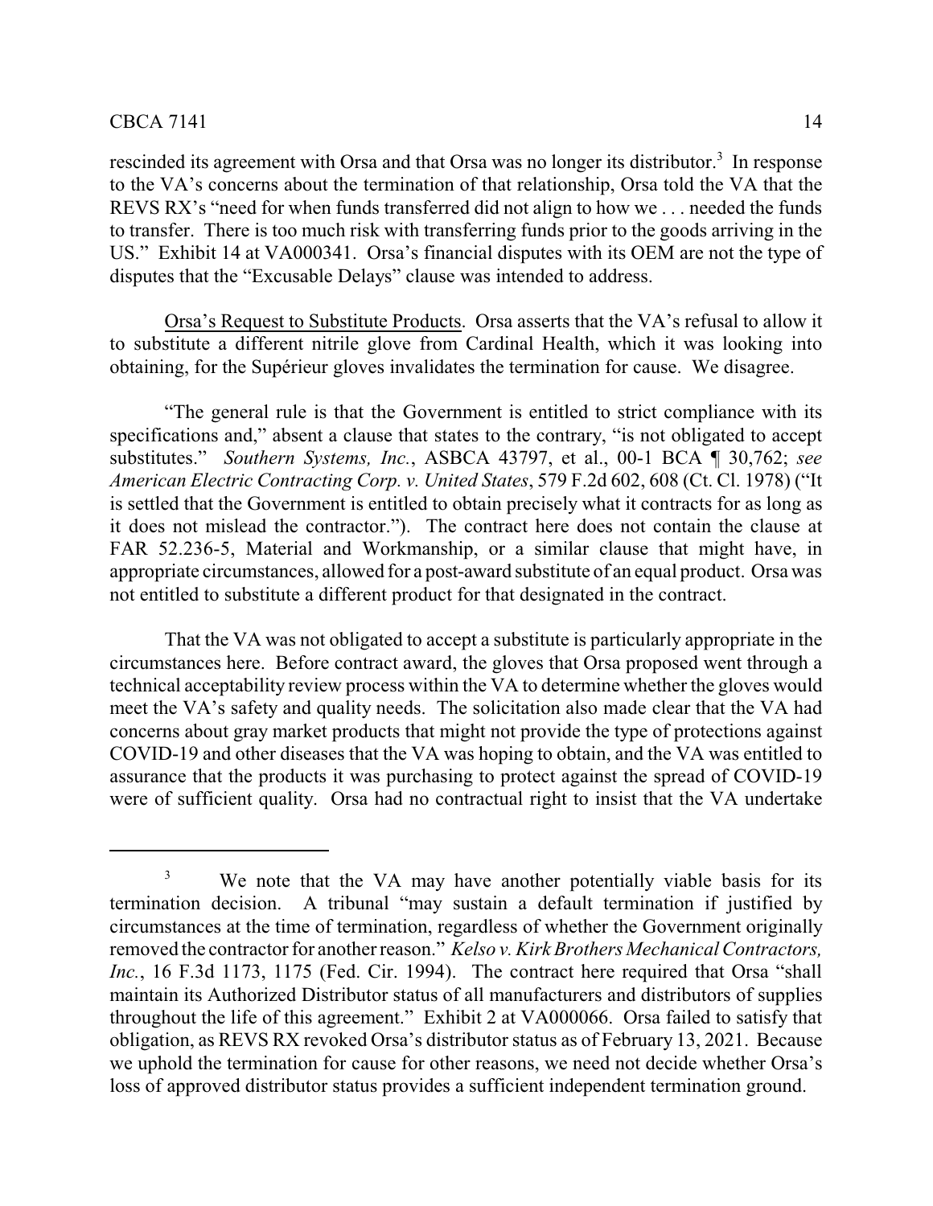rescinded its agreement with Orsa and that Orsa was no longer its distributor.[3] In response to the VA's concerns about the termination of that relationship, Orsa told the VA that the REVS RX's "need for when funds transferred did not align to how we . . . needed the funds to transfer. There is too much risk with transferring funds prior to the goods arriving in the US." Exhibit 14 at VA000341. Orsa's financial disputes with its OEM are not the type of disputes that the "Excusable Delays" clause was intended to address.

Orsa's Request to Substitute Products. Orsa asserts that the VA's refusal to allow it to substitute a different nitrile glove from Cardinal Health, which it was looking into obtaining, for the Supérieur gloves invalidates the termination for cause. We disagree.

"The general rule is that the Government is entitled to strict compliance with its specifications and," absent a clause that states to the contrary, "is not obligated to accept substitutes." *Southern Systems, Inc.*, ASBCA 43797, et al., 00-1 BCA ¶ 30,762; *see American Electric Contracting Corp. v. United States*, 579 F.2d 602, 608 (Ct. Cl. 1978) ("It is settled that the Government is entitled to obtain precisely what it contracts for as long as it does not mislead the contractor."). The contract here does not contain the clause at FAR 52.236-5, Material and Workmanship, or a similar clause that might have, in appropriate circumstances, allowed for a post-award substitute of an equal product. Orsa was not entitled to substitute a different product for that designated in the contract.

That the VA was not obligated to accept a substitute is particularly appropriate in the circumstances here. Before contract award, the gloves that Orsa proposed went through a technical acceptability review process within the VA to determine whether the gloves would meet the VA's safety and quality needs. The solicitation also made clear that the VA had concerns about gray market products that might not provide the type of protections against COVID-19 and other diseases that the VA was hoping to obtain, and the VA was entitled to assurance that the products it was purchasing to protect against the spread of COVID-19 were of sufficient quality. Orsa had no contractual right to insist that the VA undertake

---

[3] We note that the VA may have another potentially viable basis for its termination decision. A tribunal "may sustain a default termination if justified by circumstances at the time of termination, regardless of whether the Government originally removed the contractor for another reason." *Kelso v. Kirk Brothers Mechanical Contractors, Inc.*, 16 F.3d 1173, 1175 (Fed. Cir. 1994). The contract here required that Orsa "shall maintain its Authorized Distributor status of all manufacturers and distributors of supplies throughout the life of this agreement." Exhibit 2 at VA000066. Orsa failed to satisfy that obligation, as REVS RX revoked Orsa's distributor status as of February 13, 2021. Because we uphold the termination for cause for other reasons, we need not decide whether Orsa's loss of approved distributor status provides a sufficient independent termination ground.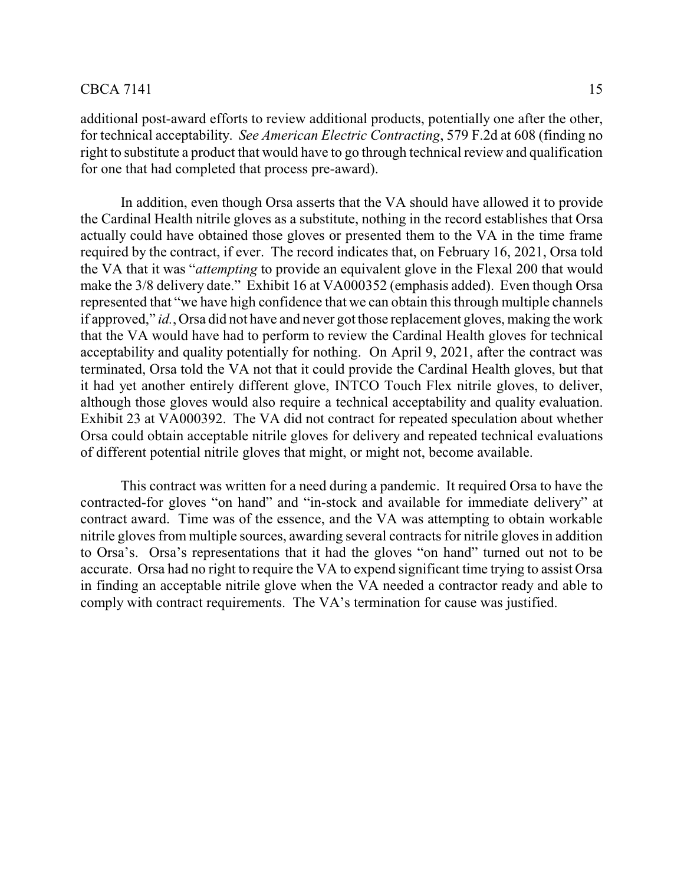additional post-award efforts to review additional products, potentially one after the other, for technical acceptability. *See American Electric Contracting*, 579 F.2d at 608 (finding no right to substitute a product that would have to go through technical review and qualification for one that had completed that process pre-award).

In addition, even though Orsa asserts that the VA should have allowed it to provide the Cardinal Health nitrile gloves as a substitute, nothing in the record establishes that Orsa actually could have obtained those gloves or presented them to the VA in the time frame required by the contract, if ever. The record indicates that, on February 16, 2021, Orsa told the VA that it was "*attempting* to provide an equivalent glove in the Flexal 200 that would make the 3/8 delivery date." Exhibit 16 at VA000352 (emphasis added). Even though Orsa represented that "we have high confidence that we can obtain this through multiple channels if approved," *id.*, Orsa did not have and never got those replacement gloves, making the work that the VA would have had to perform to review the Cardinal Health gloves for technical acceptability and quality potentially for nothing. On April 9, 2021, after the contract was terminated, Orsa told the VA not that it could provide the Cardinal Health gloves, but that it had yet another entirely different glove, INTCO Touch Flex nitrile gloves, to deliver, although those gloves would also require a technical acceptability and quality evaluation. Exhibit 23 at VA000392. The VA did not contract for repeated speculation about whether Orsa could obtain acceptable nitrile gloves for delivery and repeated technical evaluations of different potential nitrile gloves that might, or might not, become available.

This contract was written for a need during a pandemic. It required Orsa to have the contracted-for gloves "on hand" and "in-stock and available for immediate delivery" at contract award. Time was of the essence, and the VA was attempting to obtain workable nitrile gloves from multiple sources, awarding several contracts for nitrile gloves in addition to Orsa's. Orsa's representations that it had the gloves "on hand" turned out not to be accurate. Orsa had no right to require the VA to expend significant time trying to assist Orsa in finding an acceptable nitrile glove when the VA needed a contractor ready and able to comply with contract requirements. The VA's termination for cause was justified.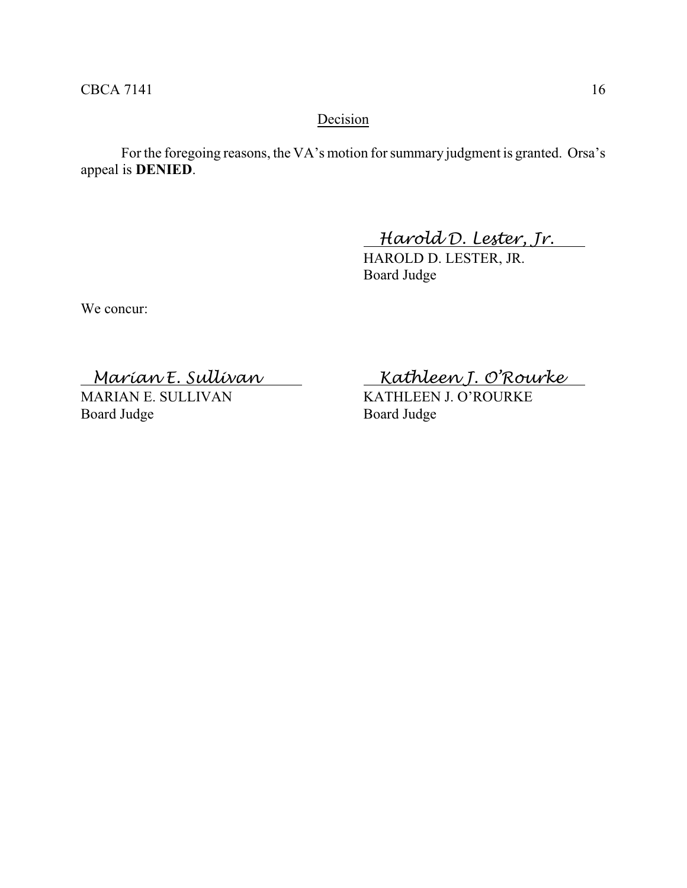## Decision

For the foregoing reasons, the VA's motion for summary judgment is granted. Orsa's appeal is **DENIED**.

*Harold D. Lester, Jr.*
HAROLD D. LESTER, JR.
Board Judge

We concur:

*Marian E. Sullivan*
MARIAN E. SULLIVAN
Board Judge

*Kathleen J. O'Rourke*
KATHLEEN J. O'ROURKE
Board Judge